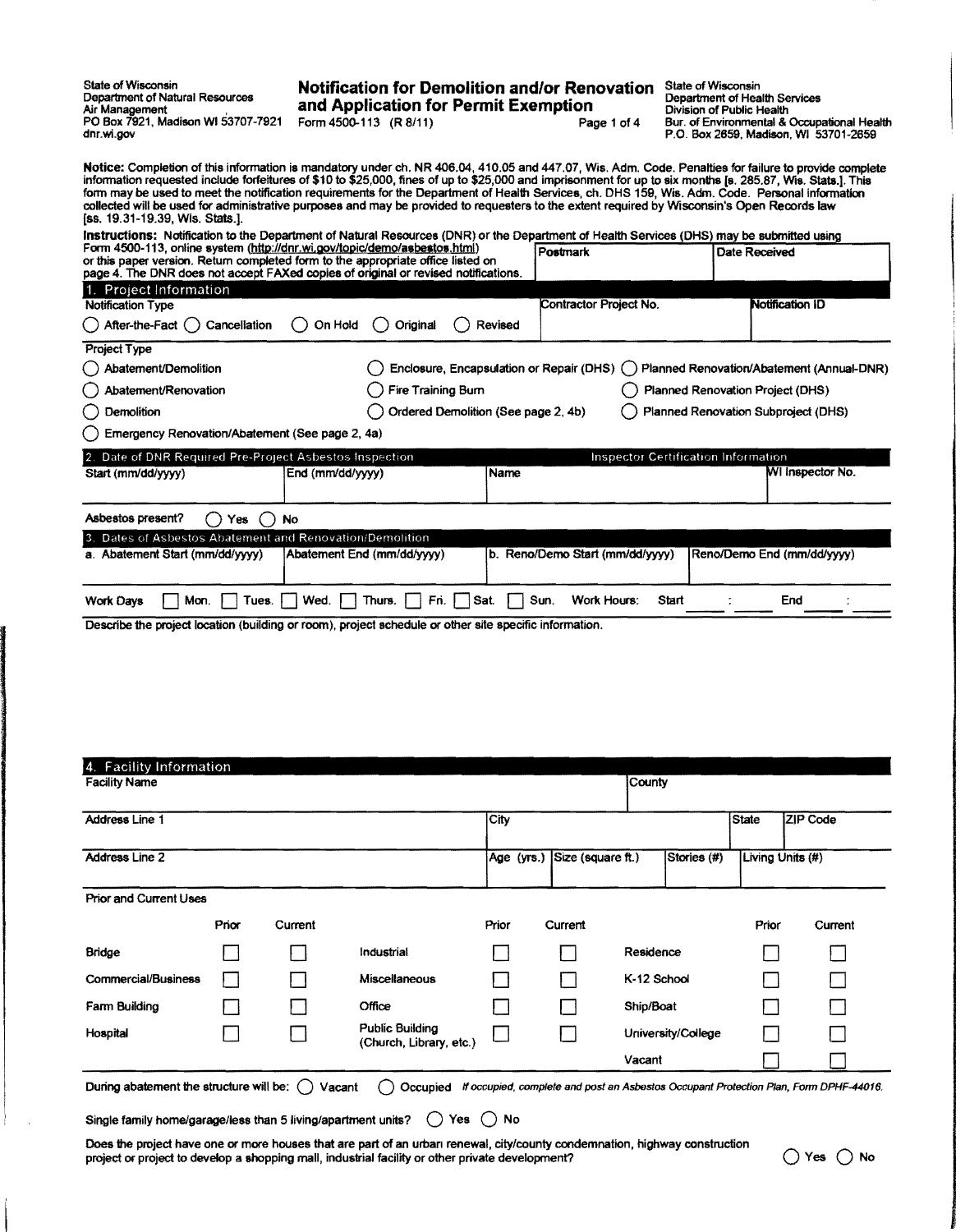State of Wisconsin
Department of Natural Resources
Air Management
PO Box 7921, Madison WI 53707-7921
dnr.wi.gov

# Notification for Demolition and/or Renovation and Application for Permit Exemption

Form 4500-113 (R 8/11)

State of Wisconsin
Department of Health Services
Division of Public Health
Bur. of Environmental & Occupational Health
P.O. Box 2659, Madison, WI 53701-2659

**Notice:** Completion of this information is mandatory under ch. NR 406.04, 410.05 and 447.07, Wis. Adm. Code. Penalties for failure to provide complete information requested include forfeitures of $10 to $25,000, fines of up to $25,000 and imprisonment for up to six months [s. 285.87, Wis. Stats.]. This form may be used to meet the notification requirements for the Department of Health Services, ch. DHS 159, Wis. Adm. Code. Personal information collected will be used for administrative purposes and may be provided to requesters to the extent required by Wisconsin's Open Records law [ss. 19.31-19.39, Wis. Stats.].

**Instructions:** Notification to the Department of Natural Resources (DNR) or the Department of Health Services (DHS) may be submitted using Form 4500-113, online system (http://dnr.wi.gov/topic/demo/asbestos.html) or this paper version. Return completed form to the appropriate office listed on page 4. The DNR does not accept FAXed copies of original or revised notifications.

| Postmark | Date Received |
| --- | --- |
| | |

## 1. Project Information

| Notification Type | Contractor Project No. | Notification ID |
| --- | --- | --- |
| ◯ After-the-Fact ◯ Cancellation ◯ On Hold ◯ Original ◯ Revised | | |

**Project Type**

- ◯ Abatement/Demolition
- ◯ Abatement/Renovation
- ◯ Demolition
- ◯ Emergency Renovation/Abatement (See page 2, 4a)
- ◯ Enclosure, Encapsulation or Repair (DHS)
- ◯ Fire Training Burn
- ◯ Ordered Demolition (See page 2, 4b)
- ◯ Planned Renovation/Abatement (Annual-DNR)
- ◯ Planned Renovation Project (DHS)
- ◯ Planned Renovation Subproject (DHS)

## 2. Date of DNR Required Pre-Project Asbestos Inspection

| Start (mm/dd/yyyy) | End (mm/dd/yyyy) | Inspector Certification Information: Name | WI Inspector No. |
| --- | --- | --- | --- |
| | | | |

Asbestos present? ◯ Yes ◯ No

## 3. Dates of Asbestos Abatement and Renovation/Demolition

| a. Abatement Start (mm/dd/yyyy) | Abatement End (mm/dd/yyyy) | b. Reno/Demo Start (mm/dd/yyyy) | Reno/Demo End (mm/dd/yyyy) |
| --- | --- | --- | --- |
| | | | |

Work Days ☐ Mon. ☐ Tues. ☐ Wed. ☐ Thurs. ☐ Fri. ☐ Sat. ☐ Sun. Work Hours: Start \_\_\_ : \_\_\_ End \_\_\_ : \_\_\_

Describe the project location (building or room), project schedule or other site specific information.

## 4. Facility Information

| Facility Name | | | | County | | |
| --- | --- | --- | --- | --- | --- | --- |
| Address Line 1 | City | | | | State | ZIP Code |
| Address Line 2 | Age (yrs.) | Size (square ft.) | Stories (#) | | Living Units (#) | |

**Prior and Current Uses**

| | Prior | Current | | Prior | Current | | Prior | Current |
| --- | --- | --- | --- | --- | --- | --- | --- | --- |
| Bridge | ☐ | ☐ | Industrial | ☐ | ☐ | Residence | ☐ | ☐ |
| Commercial/Business | ☐ | ☐ | Miscellaneous | ☐ | ☐ | K-12 School | ☐ | ☐ |
| Farm Building | ☐ | ☐ | Office | ☐ | ☐ | Ship/Boat | ☐ | ☐ |
| Hospital | ☐ | ☐ | Public Building (Church, Library, etc.) | ☐ | ☐ | University/College | ☐ | ☐ |
| | | | | | | Vacant | ☐ | ☐ |

During abatement the structure will be: ◯ Vacant ◯ Occupied *If occupied, complete and post an Asbestos Occupant Protection Plan, Form DPHF-44016.*

Single family home/garage/less than 5 living/apartment units? ◯ Yes ◯ No

Does the project have one or more houses that are part of an urban renewal, city/county condemnation, highway construction project or project to develop a shopping mall, industrial facility or other private development? ◯ Yes ◯ No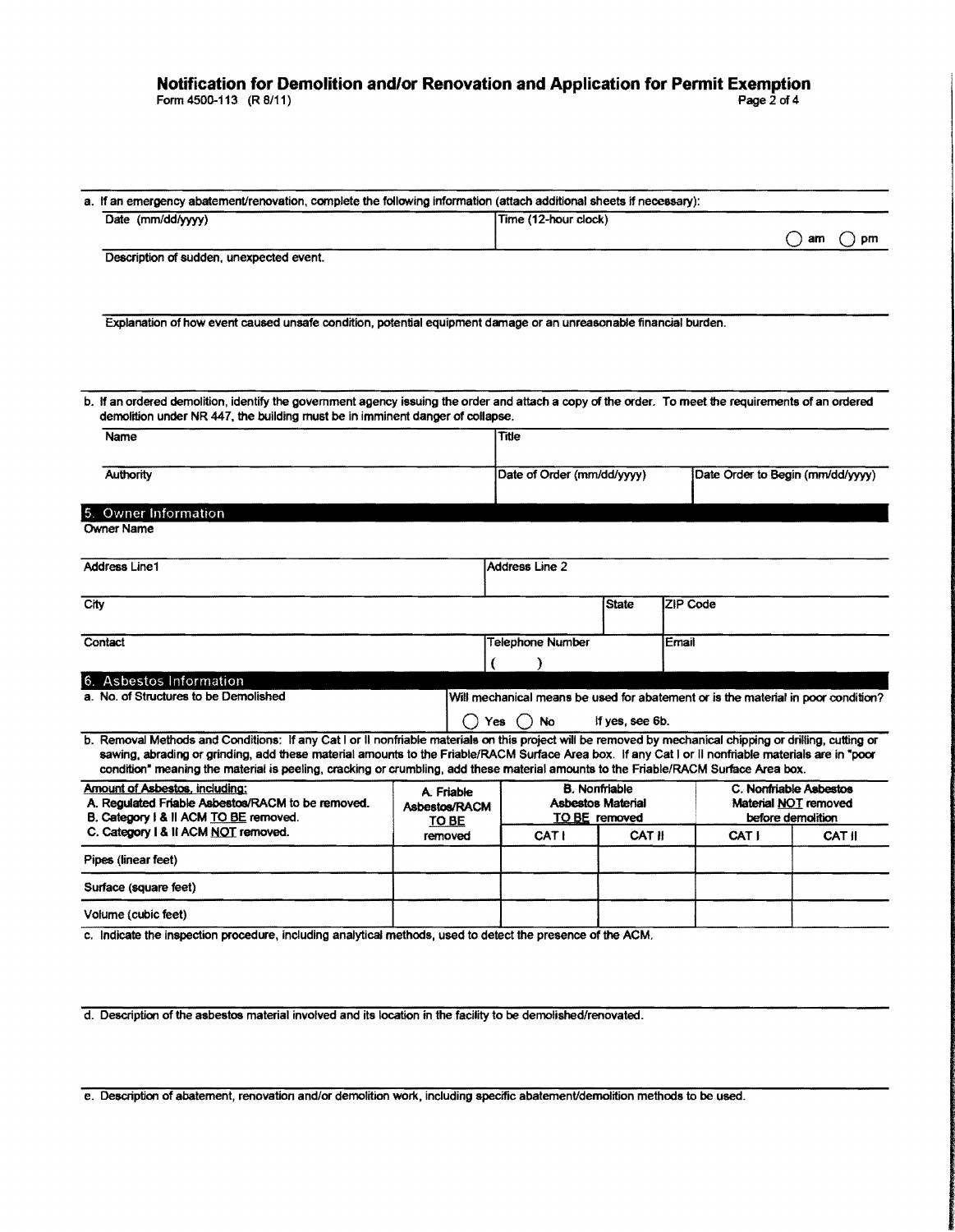# Notification for Demolition and/or Renovation and Application for Permit Exemption

Form 4500-113 (R 8/11)

a. If an emergency abatement/renovation, complete the following information (attach additional sheets if necessary):

| Date (mm/dd/yyyy) | Time (12-hour clock) ◯ am ◯ pm |
|---|---|

Description of sudden, unexpected event.

Explanation of how event caused unsafe condition, potential equipment damage or an unreasonable financial burden.

b. If an ordered demolition, identify the government agency issuing the order and attach a copy of the order. To meet the requirements of an ordered demolition under NR 447, the building must be in imminent danger of collapse.

| Name | Title | |
|---|---|---|
| Authority | Date of Order (mm/dd/yyyy) | Date Order to Begin (mm/dd/yyyy) |

## 5. Owner Information

Owner Name

| Address Line1 | Address Line 2 | | |
|---|---|---|---|
| City | | State | ZIP Code |
| Contact | Telephone Number ( ) | | Email |

## 6. Asbestos Information

a. No. of Structures to be Demolished

Will mechanical means be used for abatement or is the material in poor condition?

◯ Yes ◯ No If yes, see 6b.

b. Removal Methods and Conditions: If any Cat I or II nonfriable materials on this project will be removed by mechanical chipping or drilling, cutting or sawing, abrading or grinding, add these material amounts to the Friable/RACM Surface Area box. If any Cat I or II nonfriable materials are in "poor condition" meaning the material is peeling, cracking or crumbling, add these material amounts to the Friable/RACM Surface Area box.

| **Amount of Asbestos, including:** A. Regulated Friable Asbestos/RACM to be removed. B. Category I & II ACM TO BE removed. C. Category I & II ACM NOT removed. | A. Friable Asbestos/RACM TO BE removed | B. Nonfriable Asbestos Material TO BE removed | | C. Nonfriable Asbestos Material NOT removed before demolition | |
|---|---|---|---|---|---|
| | | CAT I | CAT II | CAT I | CAT II |
| Pipes (linear feet) | | | | | |
| Surface (square feet) | | | | | |
| Volume (cubic feet) | | | | | |

c. Indicate the inspection procedure, including analytical methods, used to detect the presence of the ACM.

d. Description of the asbestos material involved and its location in the facility to be demolished/renovated.

e. Description of abatement, renovation and/or demolition work, including specific abatement/demolition methods to be used.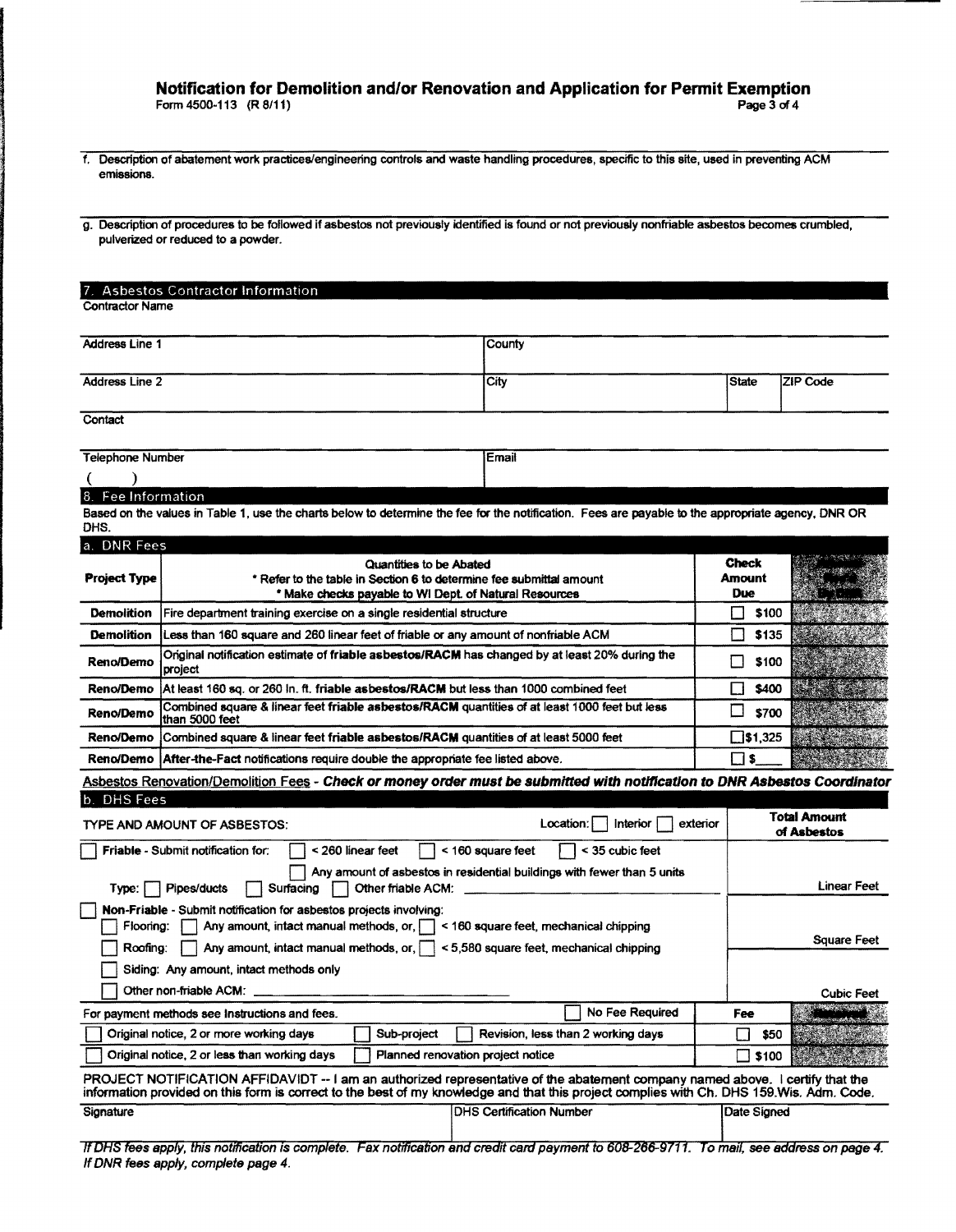# Notification for Demolition and/or Renovation and Application for Permit Exemption

Form 4500-113 (R 8/11)

f. Description of abatement work practices/engineering controls and waste handling procedures, specific to this site, used in preventing ACM emissions.

g. Description of procedures to be followed if asbestos not previously identified is found or not previously nonfriable asbestos becomes crumbled, pulverized or reduced to a powder.

## 7. Asbestos Contractor Information

Contractor Name

| Address Line 1 | County | | |
|---|---|---|---|
| Address Line 2 | City | State | ZIP Code |

Contact

| Telephone Number | Email |
|---|---|
| ( ) | |

## 8. Fee Information

Based on the values in Table 1, use the charts below to determine the fee for the notification. Fees are payable to the appropriate agency, DNR OR DHS.

### a. DNR Fees

| Project Type | Quantities to be Abated<br>* Refer to the table in Section 6 to determine fee submittal amount<br>* Make checks payable to WI Dept. of Natural Resources | Check Amount Due | |
|---|---|---|---|
| Demolition | Fire department training exercise on a single residential structure | ☐ $100 | |
| Demolition | Less than 160 square and 260 linear feet of friable or any amount of nonfriable ACM | ☐ $135 | |
| Reno/Demo | Original notification estimate of **friable asbestos/RACM** has changed by at least 20% during the project | ☐ $100 | |
| Reno/Demo | At least 160 sq. or 260 ln. ft. **friable asbestos/RACM** but less than 1000 combined feet | ☐ $400 | |
| Reno/Demo | Combined square & linear feet **friable asbestos/RACM** quantities of at least 1000 feet but less than 5000 feet | ☐ $700 | |
| Reno/Demo | Combined square & linear feet **friable asbestos/RACM** quantities of at least 5000 feet | ☐ $1,325 | |
| Reno/Demo | **After-the-Fact** notifications require double the appropriate fee listed above. | ☐ $___ | |

Asbestos Renovation/Demolition Fees - ***Check or money order must be submitted with notification to DNR Asbestos Coordinator***

### b. DHS Fees

| TYPE AND AMOUNT OF ASBESTOS: Location: ☐ Interior ☐ exterior | Total Amount of Asbestos |
|---|---|
| ☐ **Friable** - Submit notification for: ☐ < 260 linear feet ☐ < 160 square feet ☐ < 35 cubic feet<br>☐ Any amount of asbestos in residential buildings with fewer than 5 units<br>Type: ☐ Pipes/ducts ☐ Surfacing ☐ Other friable ACM: ______ | Linear Feet |
| ☐ **Non-Friable** - Submit notification for asbestos projects involving:<br>☐ Flooring: ☐ Any amount, intact manual methods, or, ☐ < 160 square feet, mechanical chipping<br>☐ Roofing: ☐ Any amount, intact manual methods, or, ☐ < 5,580 square feet, mechanical chipping<br>☐ Siding: Any amount, intact methods only<br>☐ Other non-friable ACM: ______ | Square Feet<br><br>Cubic Feet |

| For payment methods see Instructions and fees. | | ☐ No Fee Required | Fee |
|---|---|---|---|
| ☐ Original notice, 2 or more working days | ☐ Sub-project | ☐ Revision, less than 2 working days | ☐ $50 |
| ☐ Original notice, 2 or less than working days | ☐ Planned renovation project notice | | ☐ $100 |

PROJECT NOTIFICATION AFFIDAVIDT -- I am an authorized representative of the abatement company named above. I certify that the information provided on this form is correct to the best of my knowledge and that this project complies with Ch. DHS 159.Wis. Adm. Code.

| Signature | DHS Certification Number | Date Signed |
|---|---|---|
| | | |

*If DHS fees apply, this notification is complete. Fax notification and credit card payment to 608-266-9711. To mail, see address on page 4.*
*If DNR fees apply, complete page 4.*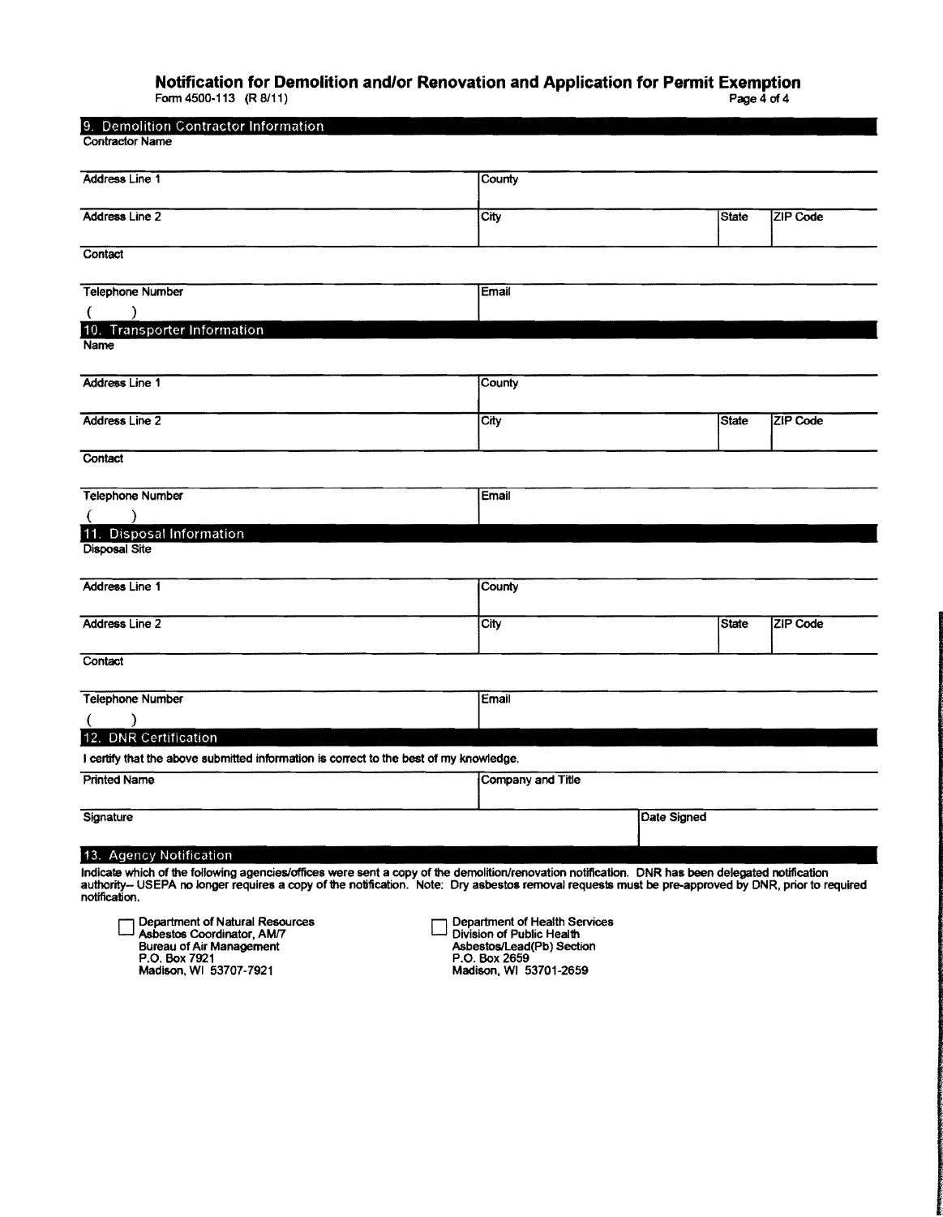# Notification for Demolition and/or Renovation and Application for Permit Exemption

Form 4500-113 (R 8/11)

## 9. Demolition Contractor Information

Contractor Name

| Address Line 1 | County | | |
|---|---|---|---|
| Address Line 2 | City | State | ZIP Code |

Contact

| Telephone Number | Email |
|---|---|
| ( ) | |

## 10. Transporter Information

Name

| Address Line 1 | County | | |
|---|---|---|---|
| Address Line 2 | City | State | ZIP Code |

Contact

| Telephone Number | Email |
|---|---|
| ( ) | |

## 11. Disposal Information

Disposal Site

| Address Line 1 | County | | |
|---|---|---|---|
| Address Line 2 | City | State | ZIP Code |

Contact

| Telephone Number | Email |
|---|---|
| ( ) | |

## 12. DNR Certification

I certify that the above submitted information is correct to the best of my knowledge.

| Printed Name | Company and Title |
|---|---|
| Signature | Date Signed |

## 13. Agency Notification

Indicate which of the following agencies/offices were sent a copy of the demolition/renovation notification. DNR has been delegated notification authority-- USEPA no longer requires a copy of the notification. Note: Dry asbestos removal requests must be pre-approved by DNR, prior to required notification.

☐ Department of Natural Resources
Asbestos Coordinator, AM/7
Bureau of Air Management
P.O. Box 7921
Madison, WI 53707-7921

☐ Department of Health Services
Division of Public Health
Asbestos/Lead(Pb) Section
P.O. Box 2659
Madison, WI 53701-2659